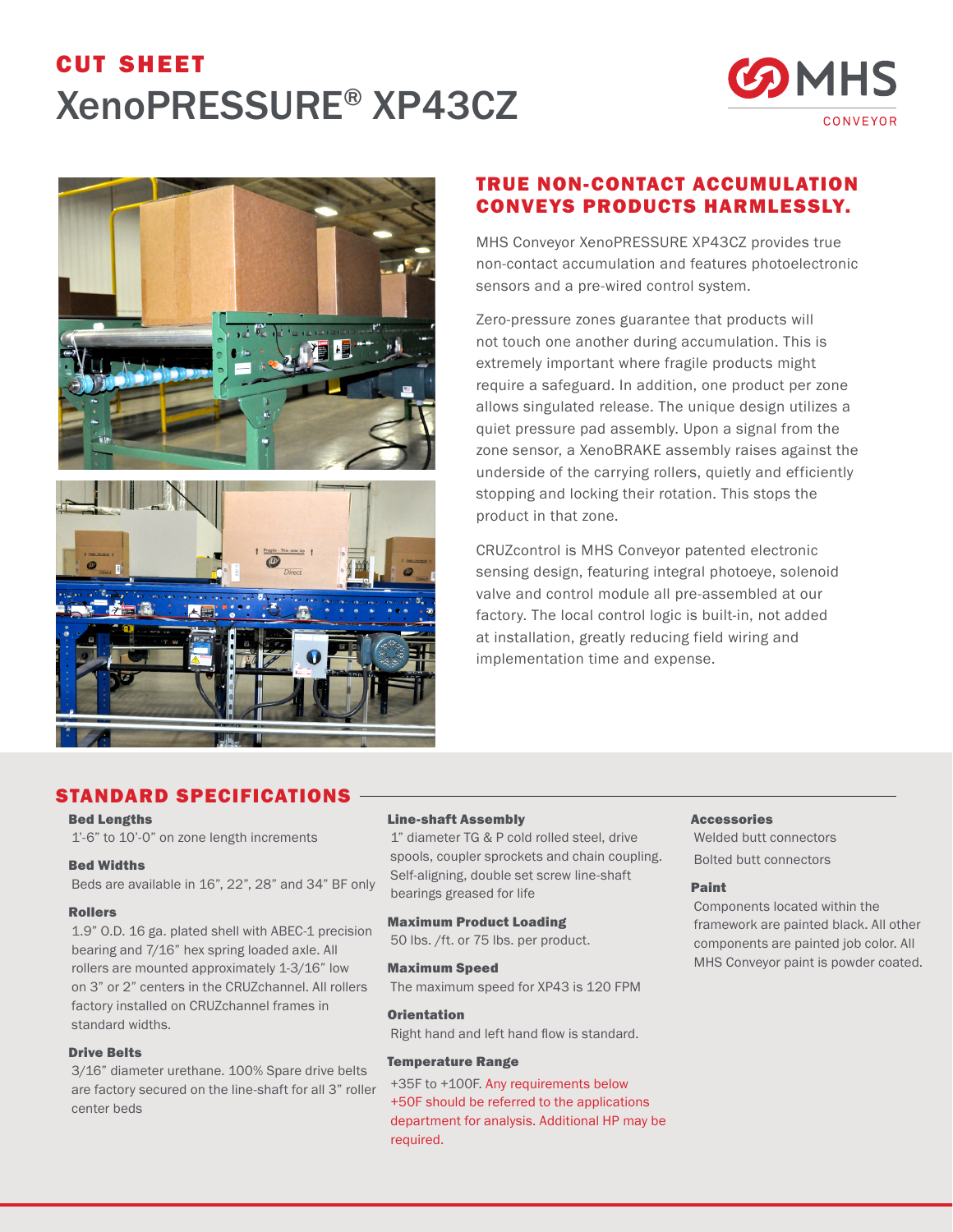# CUT SHEET

# XenoPRESSURE® XP43CZ

MHS CONVEYOR

## TRUE NON-CONTACT ACCUMULATION CONVEYS PRODUCTS HARMLESSLY.

MHS Conveyor XenoPRESSURE XP43CZ provides true non-contact accumulation and features photoelectronic sensors and a pre-wired control system.

Zero-pressure zones guarantee that products will not touch one another during accumulation. This is extremely important where fragile products might require a safeguard. In addition, one product per zone allows singulated release. The unique design utilizes a quiet pressure pad assembly. Upon a signal from the zone sensor, a XenoBRAKE assembly raises against the underside of the carrying rollers, quietly and efficiently stopping and locking their rotation. This stops the product in that zone.

CRUZcontrol is MHS Conveyor patented electronic sensing design, featuring integral photoeye, solenoid valve and control module all pre-assembled at our factory. The local control logic is built-in, not added at installation, greatly reducing field wiring and implementation time and expense.

## STANDARD SPECIFICATIONS

**Bed Lengths**
1'-6" to 10'-0" on zone length increments

**Bed Widths**
Beds are available in 16", 22", 28" and 34" BF only

**Rollers**
1.9" O.D. 16 ga. plated shell with ABEC-1 precision bearing and 7/16" hex spring loaded axle. All rollers are mounted approximately 1-3/16" low on 3" or 2" centers in the CRUZchannel. All rollers factory installed on CRUZchannel frames in standard widths.

**Drive Belts**
3/16" diameter urethane. 100% Spare drive belts are factory secured on the line-shaft for all 3" roller center beds

**Line-shaft Assembly**
1" diameter TG & P cold rolled steel, drive spools, coupler sprockets and chain coupling. Self-aligning, double set screw line-shaft bearings greased for life

**Maximum Product Loading**
50 lbs. /ft. or 75 lbs. per product.

**Maximum Speed**
The maximum speed for XP43 is 120 FPM

**Orientation**
Right hand and left hand flow is standard.

**Temperature Range**
+35F to +100F. Any requirements below +50F should be referred to the applications department for analysis. Additional HP may be required.

**Accessories**
Welded butt connectors
Bolted butt connectors

**Paint**
Components located within the framework are painted black. All other components are painted job color. All MHS Conveyor paint is powder coated.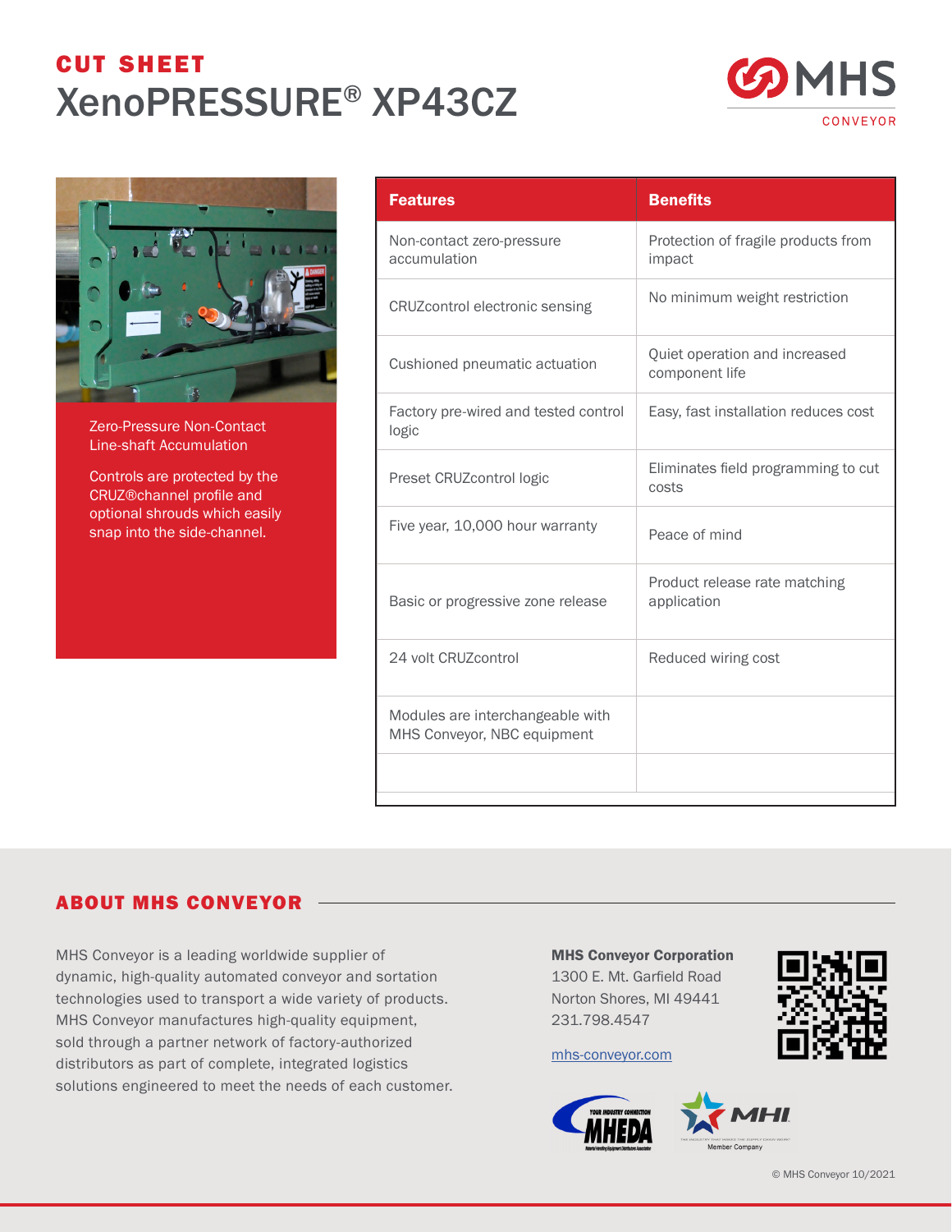# CUT SHEET

# XenoPRESSURE® XP43CZ

MHS CONVEYOR

Zero-Pressure Non-Contact Line-shaft Accumulation

Controls are protected by the CRUZ®channel profile and optional shrouds which easily snap into the side-channel.

| Features | Benefits |
|---|---|
| Non-contact zero-pressure accumulation | Protection of fragile products from impact |
| CRUZcontrol electronic sensing | No minimum weight restriction |
| Cushioned pneumatic actuation | Quiet operation and increased component life |
| Factory pre-wired and tested control logic | Easy, fast installation reduces cost |
| Preset CRUZcontrol logic | Eliminates field programming to cut costs |
| Five year, 10,000 hour warranty | Peace of mind |
| Basic or progressive zone release | Product release rate matching application |
| 24 volt CRUZcontrol | Reduced wiring cost |
| Modules are interchangeable with MHS Conveyor, NBC equipment | |
| | |

## ABOUT MHS CONVEYOR

MHS Conveyor is a leading worldwide supplier of dynamic, high-quality automated conveyor and sortation technologies used to transport a wide variety of products. MHS Conveyor manufactures high-quality equipment, sold through a partner network of factory-authorized distributors as part of complete, integrated logistics solutions engineered to meet the needs of each customer.

**MHS Conveyor Corporation**
1300 E. Mt. Garfield Road
Norton Shores, MI 49441
231.798.4547

mhs-conveyor.com

MHEDA — Your Industry Connection

MHI — Member Company

© MHS Conveyor 10/2021